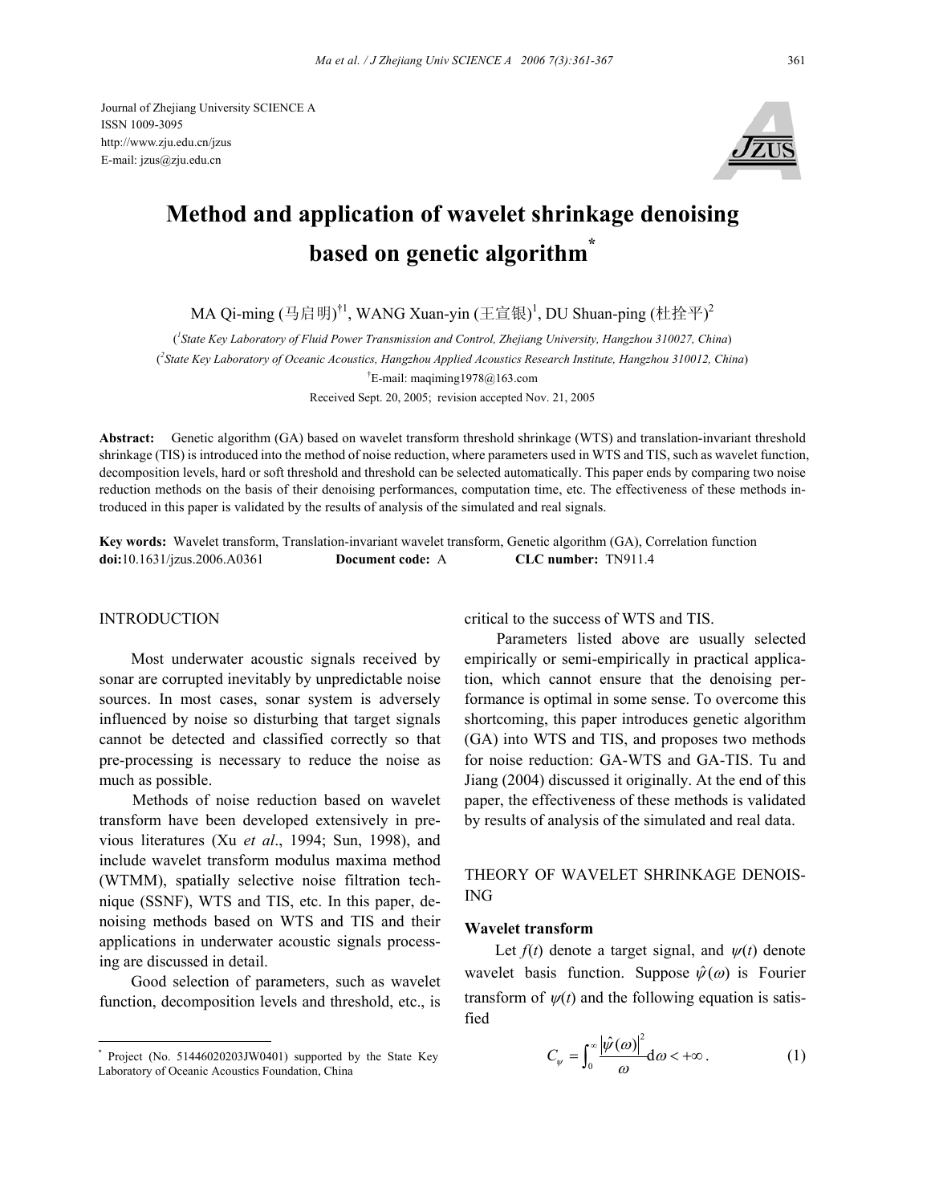Journal of Zhejiang University SCIENCE A
ISSN 1009-3095
http://www.zju.edu.cn/jzus
E-mail: jzus@zju.edu.cn

# Method and application of wavelet shrinkage denoising based on genetic algorithm*

MA Qi-ming (马启明)[†1], WANG Xuan-yin (王宣银)[1], DU Shuan-ping (杜拴平)[2]

([1]*State Key Laboratory of Fluid Power Transmission and Control, Zhejiang University, Hangzhou 310027, China*)

([2]*State Key Laboratory of Oceanic Acoustics, Hangzhou Applied Acoustics Research Institute, Hangzhou 310012, China*)

[†]E-mail: maqiming1978@163.com

Received Sept. 20, 2005; revision accepted Nov. 21, 2005

**Abstract:** Genetic algorithm (GA) based on wavelet transform threshold shrinkage (WTS) and translation-invariant threshold shrinkage (TIS) is introduced into the method of noise reduction, where parameters used in WTS and TIS, such as wavelet function, decomposition levels, hard or soft threshold and threshold can be selected automatically. This paper ends by comparing two noise reduction methods on the basis of their denoising performances, computation time, etc. The effectiveness of these methods introduced in this paper is validated by the results of analysis of the simulated and real signals.

**Key words:** Wavelet transform, Translation-invariant wavelet transform, Genetic algorithm (GA), Correlation function
**doi:**10.1631/jzus.2006.A0361 **Document code:** A **CLC number:** TN911.4

## INTRODUCTION

Most underwater acoustic signals received by sonar are corrupted inevitably by unpredictable noise sources. In most cases, sonar system is adversely influenced by noise so disturbing that target signals cannot be detected and classified correctly so that pre-processing is necessary to reduce the noise as much as possible.

Methods of noise reduction based on wavelet transform have been developed extensively in previous literatures (Xu *et al*., 1994; Sun, 1998), and include wavelet transform modulus maxima method (WTMM), spatially selective noise filtration technique (SSNF), WTS and TIS, etc. In this paper, denoising methods based on WTS and TIS and their applications in underwater acoustic signals processing are discussed in detail.

Good selection of parameters, such as wavelet function, decomposition levels and threshold, etc., is critical to the success of WTS and TIS.

Parameters listed above are usually selected empirically or semi-empirically in practical application, which cannot ensure that the denoising performance is optimal in some sense. To overcome this shortcoming, this paper introduces genetic algorithm (GA) into WTS and TIS, and proposes two methods for noise reduction: GA-WTS and GA-TIS. Tu and Jiang (2004) discussed it originally. At the end of this paper, the effectiveness of these methods is validated by results of analysis of the simulated and real data.

## THEORY OF WAVELET SHRINKAGE DENOISING

### Wavelet transform

Let $f(t)$ denote a target signal, and $\psi(t)$ denote wavelet basis function. Suppose $\hat{\psi}(\omega)$ is Fourier transform of $\psi(t)$ and the following equation is satisfied

$$C_\psi = \int_0^\infty \frac{\left|\hat{\psi}(\omega)\right|^2}{\omega} \mathrm{d}\omega < +\infty . \tag{1}$$

---

* Project (No. 51446020203JW0401) supported by the State Key Laboratory of Oceanic Acoustics Foundation, China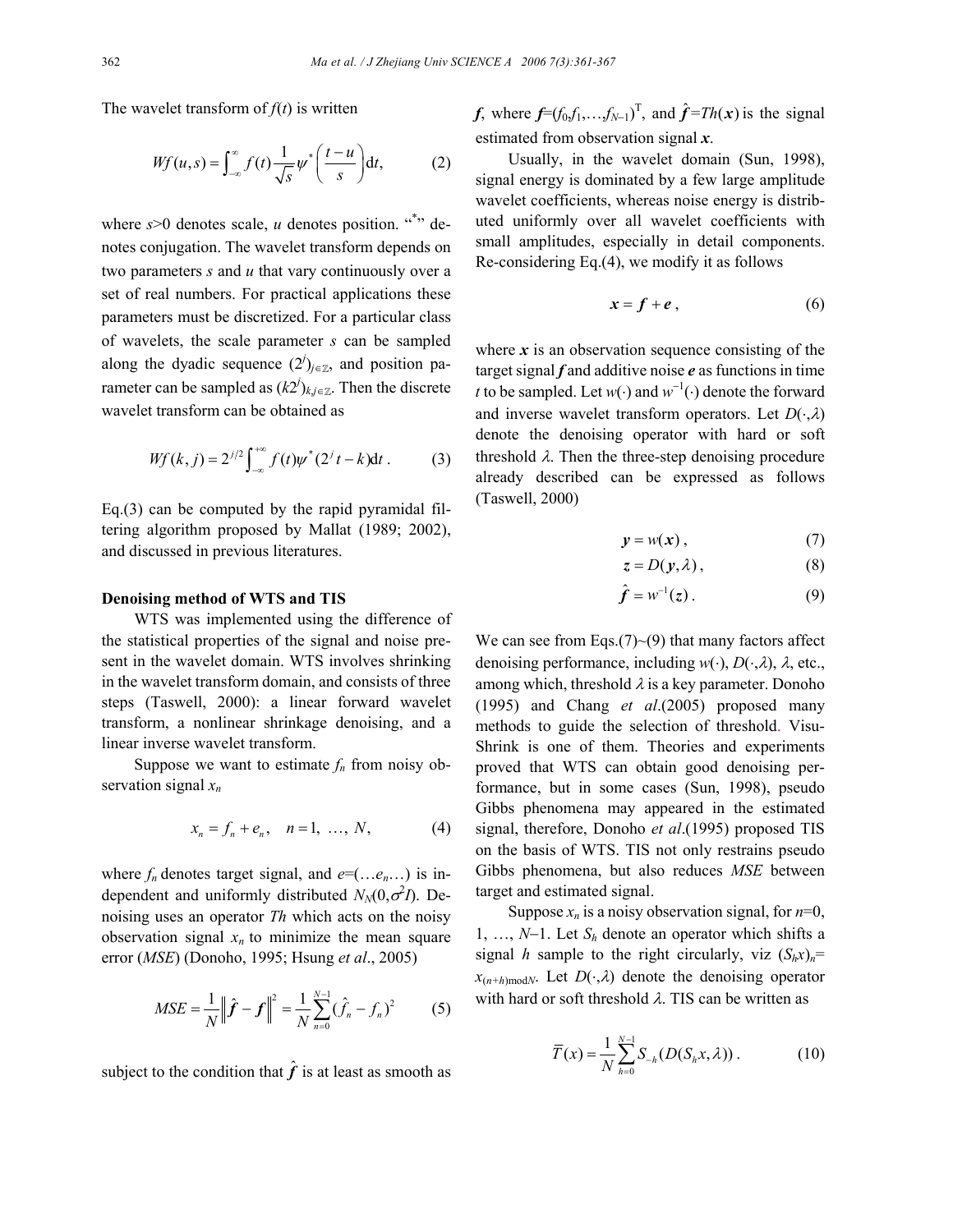The wavelet transform of $f(t)$ is written

$$Wf(u,s) = \int_{-\infty}^{\infty} f(t) \frac{1}{\sqrt{s}} \psi^* \left( \frac{t-u}{s} \right) \mathrm{d}t, \tag{2}$$

where $s>0$ denotes scale, $u$ denotes position. "$^*$" denotes conjugation. The wavelet transform depends on two parameters $s$ and $u$ that vary continuously over a set of real numbers. For practical applications these parameters must be discretized. For a particular class of wavelets, the scale parameter $s$ can be sampled along the dyadic sequence $(2^j)_{j\in\mathbb{Z}}$, and position parameter can be sampled as $(k2^j)_{k,j\in\mathbb{Z}}$. Then the discrete wavelet transform can be obtained as

$$Wf(k,j) = 2^{j/2} \int_{-\infty}^{+\infty} f(t) \psi^*(2^j t - k) \mathrm{d}t . \tag{3}$$

Eq.(3) can be computed by the rapid pyramidal filtering algorithm proposed by Mallat (1989; 2002), and discussed in previous literatures.

**Denoising method of WTS and TIS**

WTS was implemented using the difference of the statistical properties of the signal and noise present in the wavelet domain. WTS involves shrinking in the wavelet transform domain, and consists of three steps (Taswell, 2000): a linear forward wavelet transform, a nonlinear shrinkage denoising, and a linear inverse wavelet transform.

Suppose we want to estimate $f_n$ from noisy observation signal $x_n$

$$x_n = f_n + e_n, \quad n = 1, \ \ldots, \ N, \tag{4}$$

where $f_n$ denotes target signal, and $e=(\ldots e_n \ldots)$ is independent and uniformly distributed $N_N(0,\sigma^2 I)$. Denoising uses an operator $Th$ which acts on the noisy observation signal $x_n$ to minimize the mean square error ($MSE$) (Donoho, 1995; Hsung *et al*., 2005)

$$MSE = \frac{1}{N} \left\| \hat{\boldsymbol{f}} - \boldsymbol{f} \right\|^2 = \frac{1}{N} \sum_{n=0}^{N-1} (\hat{f}_n - f_n)^2 \tag{5}$$

subject to the condition that $\hat{\boldsymbol{f}}$ is at least as smooth as $\boldsymbol{f}$, where $\boldsymbol{f}=(f_0, f_1, \ldots, f_{N-1})^{\mathrm{T}}$, and $\hat{\boldsymbol{f}}=Th(\boldsymbol{x})$ is the signal estimated from observation signal $\boldsymbol{x}$.

Usually, in the wavelet domain (Sun, 1998), signal energy is dominated by a few large amplitude wavelet coefficients, whereas noise energy is distributed uniformly over all wavelet coefficients with small amplitudes, especially in detail components. Re-considering Eq.(4), we modify it as follows

$$\boldsymbol{x} = \boldsymbol{f} + \boldsymbol{e} , \tag{6}$$

where $\boldsymbol{x}$ is an observation sequence consisting of the target signal $\boldsymbol{f}$ and additive noise $\boldsymbol{e}$ as functions in time $t$ to be sampled. Let $w(\cdot)$ and $w^{-1}(\cdot)$ denote the forward and inverse wavelet transform operators. Let $D(\cdot,\lambda)$ denote the denoising operator with hard or soft threshold $\lambda$. Then the three-step denoising procedure already described can be expressed as follows (Taswell, 2000)

$$\boldsymbol{y} = w(\boldsymbol{x}) , \tag{7}$$

$$\boldsymbol{z} = D(\boldsymbol{y}, \lambda) , \tag{8}$$

$$\hat{\boldsymbol{f}} = w^{-1}(\boldsymbol{z}) . \tag{9}$$

We can see from Eqs.(7)~(9) that many factors affect denoising performance, including $w(\cdot)$, $D(\cdot,\lambda)$, $\lambda$, etc., among which, threshold $\lambda$ is a key parameter. Donoho (1995) and Chang *et al*.(2005) proposed many methods to guide the selection of threshold. VisuShrink is one of them. Theories and experiments proved that WTS can obtain good denoising performance, but in some cases (Sun, 1998), pseudo Gibbs phenomena may appeared in the estimated signal, therefore, Donoho *et al*.(1995) proposed TIS on the basis of WTS. TIS not only restrains pseudo Gibbs phenomena, but also reduces $MSE$ between target and estimated signal.

Suppose $x_n$ is a noisy observation signal, for $n=0$, $1$, …, $N-1$. Let $S_h$ denote an operator which shifts a signal $h$ sample to the right circularly, viz $(S_h x)_n = x_{(n+h)\mathrm{mod}N}$. Let $D(\cdot,\lambda)$ denote the denoising operator with hard or soft threshold $\lambda$. TIS can be written as

$$\overline{T}(x) = \frac{1}{N} \sum_{h=0}^{N-1} S_{-h}(D(S_h x, \lambda)) . \tag{10}$$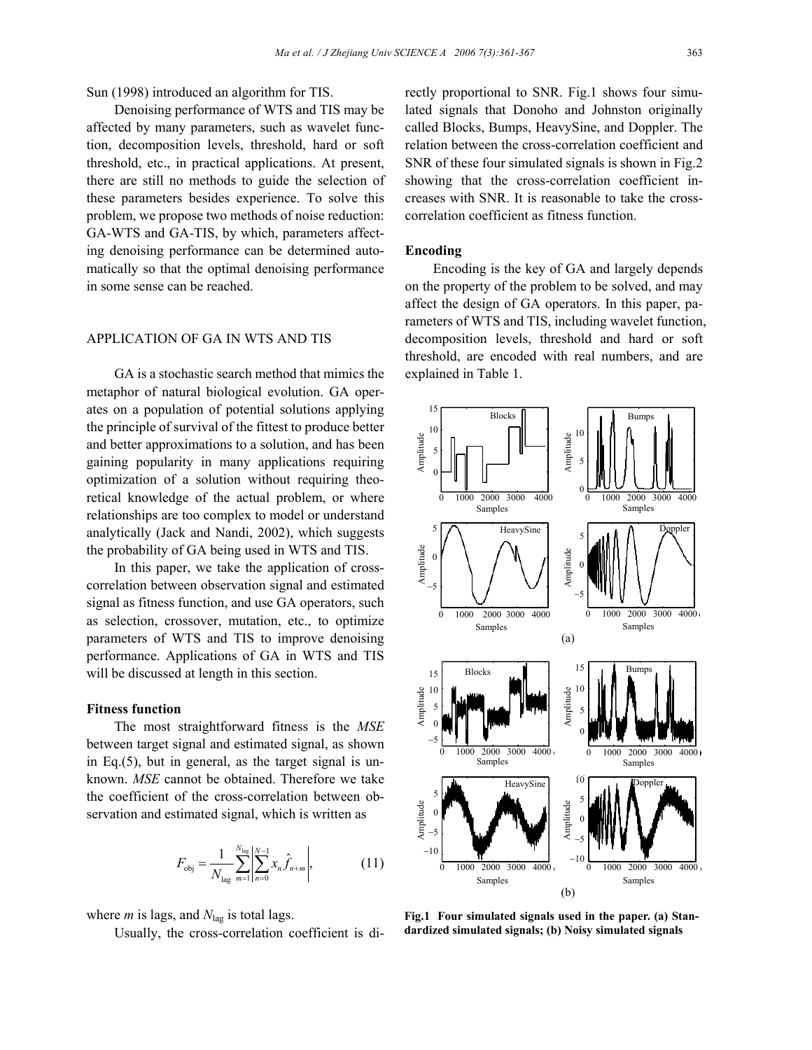Sun (1998) introduced an algorithm for TIS.

Denoising performance of WTS and TIS may be affected by many parameters, such as wavelet function, decomposition levels, threshold, hard or soft threshold, etc., in practical applications. At present, there are still no methods to guide the selection of these parameters besides experience. To solve this problem, we propose two methods of noise reduction: GA-WTS and GA-TIS, by which, parameters affecting denoising performance can be determined automatically so that the optimal denoising performance in some sense can be reached.

## APPLICATION OF GA IN WTS AND TIS

GA is a stochastic search method that mimics the metaphor of natural biological evolution. GA operates on a population of potential solutions applying the principle of survival of the fittest to produce better and better approximations to a solution, and has been gaining popularity in many applications requiring optimization of a solution without requiring theoretical knowledge of the actual problem, or where relationships are too complex to model or understand analytically (Jack and Nandi, 2002), which suggests the probability of GA being used in WTS and TIS.

In this paper, we take the application of cross-correlation between observation signal and estimated signal as fitness function, and use GA operators, such as selection, crossover, mutation, etc., to optimize parameters of WTS and TIS to improve denoising performance. Applications of GA in WTS and TIS will be discussed at length in this section.

### Fitness function

The most straightforward fitness is the *MSE* between target signal and estimated signal, as shown in Eq.(5), but in general, as the target signal is unknown. *MSE* cannot be obtained. Therefore we take the coefficient of the cross-correlation between observation and estimated signal, which is written as

$$F_{\text{obj}} = \frac{1}{N_{\text{lag}}} \sum_{m=1}^{N_{\text{lag}}} \left| \sum_{n=0}^{N-1} x_n \hat{f}_{n+m} \right|, \tag{11}$$

where $m$ is lags, and $N_{\text{lag}}$ is total lags.

Usually, the cross-correlation coefficient is directly proportional to SNR. Fig.1 shows four simulated signals that Donoho and Johnston originally called Blocks, Bumps, HeavySine, and Doppler. The relation between the cross-correlation coefficient and SNR of these four simulated signals is shown in Fig.2 showing that the cross-correlation coefficient increases with SNR. It is reasonable to take the cross-correlation coefficient as fitness function.

### Encoding

Encoding is the key of GA and largely depends on the property of the problem to be solved, and may affect the design of GA operators. In this paper, parameters of WTS and TIS, including wavelet function, decomposition levels, threshold and hard or soft threshold, are encoded with real numbers, and are explained in Table 1.

**Fig.1 Four simulated signals used in the paper. (a) Standardized simulated signals; (b) Noisy simulated signals**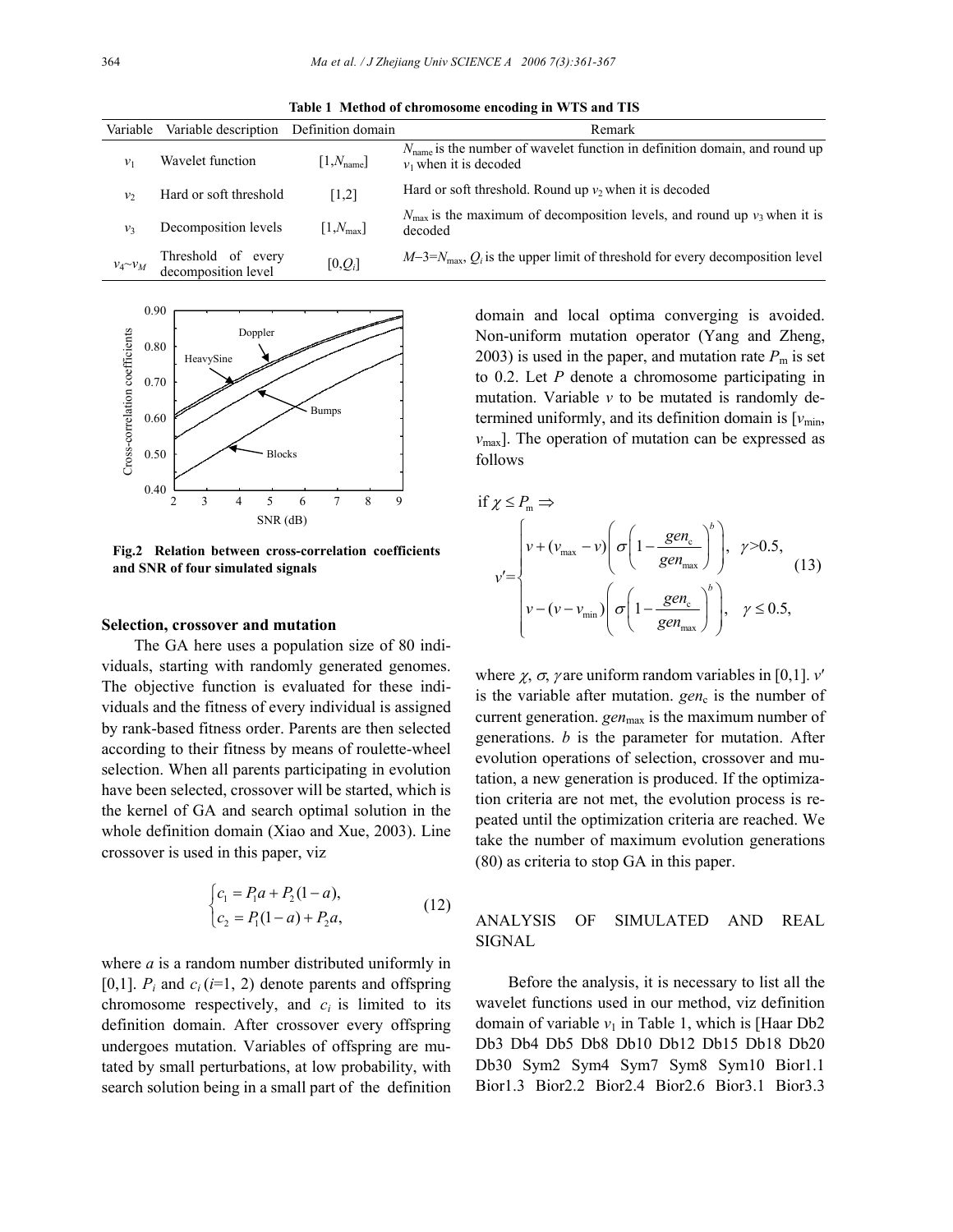**Table 1 Method of chromosome encoding in WTS and TIS**

| Variable | Variable description | Definition domain | Remark |
|---|---|---|---|
| $v_1$ | Wavelet function | $[1,N_{\text{name}}]$ | $N_{\text{name}}$ is the number of wavelet function in definition domain, and round up $v_1$ when it is decoded |
| $v_2$ | Hard or soft threshold | [1,2] | Hard or soft threshold. Round up $v_2$ when it is decoded |
| $v_3$ | Decomposition levels | $[1,N_{\max}]$ | $N_{\max}$ is the maximum of decomposition levels, and round up $v_3$ when it is decoded |
| $v_4$~$v_M$ | Threshold of every decomposition level | $[0,Q_i]$ | $M-3=N_{\max}$, $Q_i$ is the upper limit of threshold for every decomposition level |

**Fig.2 Relation between cross-correlation coefficients and SNR of four simulated signals**

### Selection, crossover and mutation

The GA here uses a population size of 80 individuals, starting with randomly generated genomes. The objective function is evaluated for these individuals and the fitness of every individual is assigned by rank-based fitness order. Parents are then selected according to their fitness by means of roulette-wheel selection. When all parents participating in evolution have been selected, crossover will be started, which is the kernel of GA and search optimal solution in the whole definition domain (Xiao and Xue, 2003). Line crossover is used in this paper, viz

$$\begin{cases} c_1 = P_1 a + P_2(1-a), \\ c_2 = P_1(1-a) + P_2 a, \end{cases} \tag{12}$$

where $a$ is a random number distributed uniformly in [0,1]. $P_i$ and $c_i$ ($i$=1, 2) denote parents and offspring chromosome respectively, and $c_i$ is limited to its definition domain. After crossover every offspring undergoes mutation. Variables of offspring are mutated by small perturbations, at low probability, with search solution being in a small part of the definition domain and local optima converging is avoided. Non-uniform mutation operator (Yang and Zheng, 2003) is used in the paper, and mutation rate $P_{\text{m}}$ is set to 0.2. Let $P$ denote a chromosome participating in mutation. Variable $v$ to be mutated is randomly determined uniformly, and its definition domain is $[v_{\min}, v_{\max}]$. The operation of mutation can be expressed as follows

$$\text{if } \chi \le P_{\text{m}} \Rightarrow$$
$$v' = \begin{cases} v + (v_{\max} - v)\left(\sigma\left(1 - \dfrac{gen_{\text{c}}}{gen_{\max}}\right)^b\right), & \gamma > 0.5, \\ v - (v - v_{\min})\left(\sigma\left(1 - \dfrac{gen_{\text{c}}}{gen_{\max}}\right)^b\right), & \gamma \le 0.5, \end{cases} \tag{13}$$

where $\chi$, $\sigma$, $\gamma$ are uniform random variables in [0,1]. $v'$ is the variable after mutation. $gen_{\text{c}}$ is the number of current generation. $gen_{\max}$ is the maximum number of generations. $b$ is the parameter for mutation. After evolution operations of selection, crossover and mutation, a new generation is produced. If the optimization criteria are not met, the evolution process is repeated until the optimization criteria are reached. We take the number of maximum evolution generations (80) as criteria to stop GA in this paper.

## ANALYSIS OF SIMULATED AND REAL SIGNAL

Before the analysis, it is necessary to list all the wavelet functions used in our method, viz definition domain of variable $v_1$ in Table 1, which is [Haar Db2 Db3 Db4 Db5 Db8 Db10 Db12 Db15 Db18 Db20 Db30 Sym2 Sym4 Sym7 Sym8 Sym10 Bior1.1 Bior1.3 Bior2.2 Bior2.4 Bior2.6 Bior3.1 Bior3.3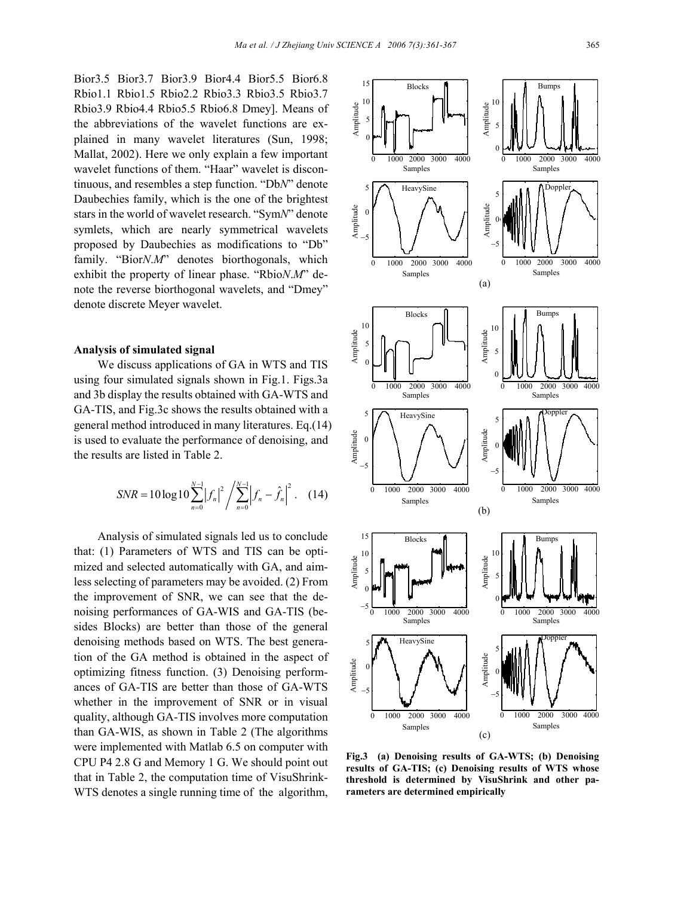Bior3.5 Bior3.7 Bior3.9 Bior4.4 Bior5.5 Bior6.8 Rbio1.1 Rbio1.5 Rbio2.2 Rbio3.3 Rbio3.5 Rbio3.7 Rbio3.9 Rbio4.4 Rbio5.5 Rbio6.8 Dmey]. Means of the abbreviations of the wavelet functions are explained in many wavelet literatures (Sun, 1998; Mallat, 2002). Here we only explain a few important wavelet functions of them. "Haar" wavelet is discontinuous, and resembles a step function. "Db*N*" denote Daubechies family, which is the one of the brightest stars in the world of wavelet research. "Sym*N*" denote symlets, which are nearly symmetrical wavelets proposed by Daubechies as modifications to "Db" family. "Bior*N.M*" denotes biorthogonals, which exhibit the property of linear phase. "Rbio*N.M*" denote the reverse biorthogonal wavelets, and "Dmey" denote discrete Meyer wavelet.

### Analysis of simulated signal

We discuss applications of GA in WTS and TIS using four simulated signals shown in Fig.1. Figs.3a and 3b display the results obtained with GA-WTS and GA-TIS, and Fig.3c shows the results obtained with a general method introduced in many literatures. Eq.(14) is used to evaluate the performance of denoising, and the results are listed in Table 2.

$$SNR = 10\log 10 \sum_{n=0}^{N-1} \left| f_n \right|^2 \Bigg/ \sum_{n=0}^{N-1} \left| f_n - \hat{f}_n \right|^2 . \quad (14)$$

Analysis of simulated signals led us to conclude that: (1) Parameters of WTS and TIS can be optimized and selected automatically with GA, and aimless selecting of parameters may be avoided. (2) From the improvement of SNR, we can see that the denoising performances of GA-WIS and GA-TIS (besides Blocks) are better than those of the general denoising methods based on WTS. The best generation of the GA method is obtained in the aspect of optimizing fitness function. (3) Denoising performances of GA-TIS are better than those of GA-WTS whether in the improvement of SNR or in visual quality, although GA-TIS involves more computation than GA-WIS, as shown in Table 2 (The algorithms were implemented with Matlab 6.5 on computer with CPU P4 2.8 G and Memory 1 G. We should point out that in Table 2, the computation time of VisuShrink-WTS denotes a single running time of the algorithm,

**Fig.3 (a) Denoising results of GA-WTS; (b) Denoising results of GA-TIS; (c) Denoising results of WTS whose threshold is determined by VisuShrink and other parameters are determined empirically**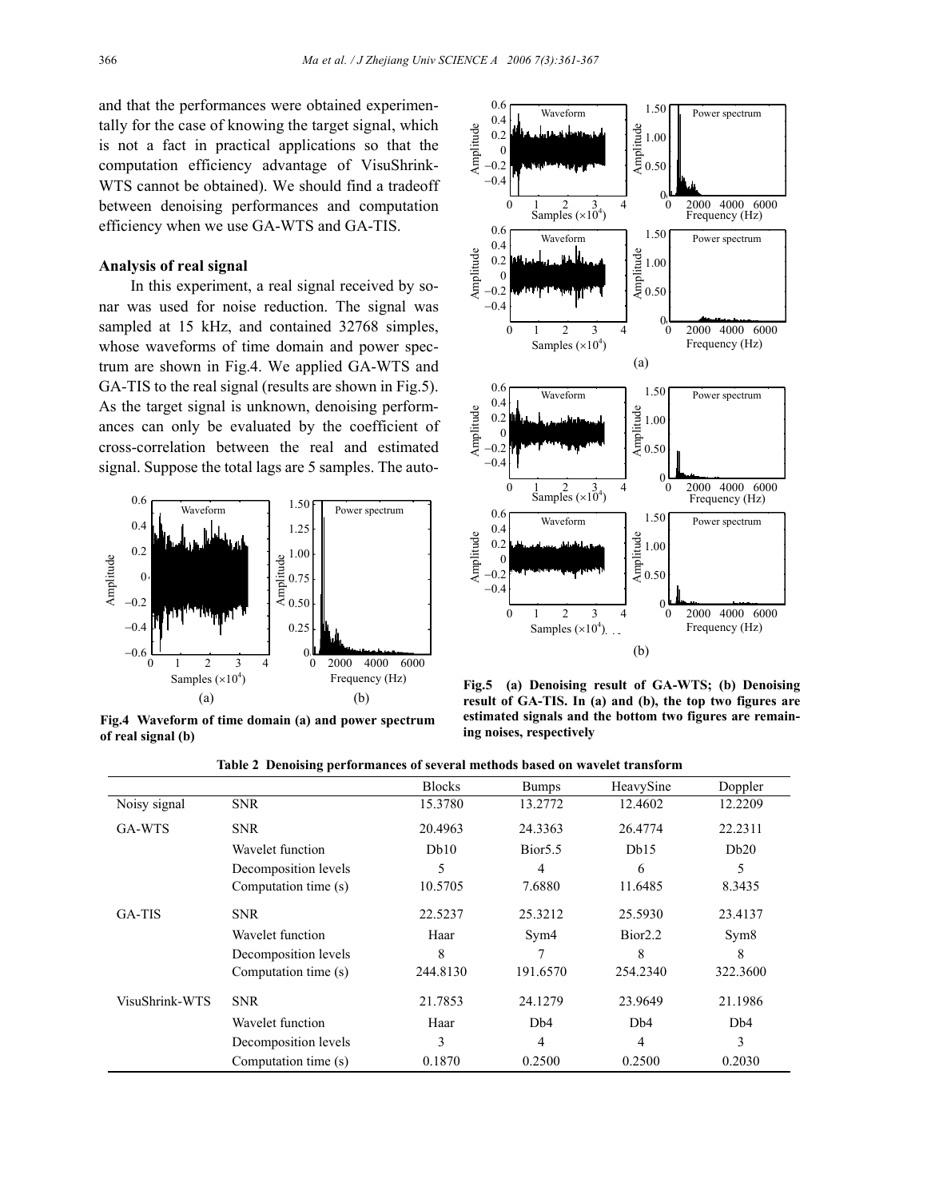and that the performances were obtained experimentally for the case of knowing the target signal, which is not a fact in practical applications so that the computation efficiency advantage of VisuShrink-WTS cannot be obtained). We should find a tradeoff between denoising performances and computation efficiency when we use GA-WTS and GA-TIS.

**Analysis of real signal**

In this experiment, a real signal received by sonar was used for noise reduction. The signal was sampled at 15 kHz, and contained 32768 simples, whose waveforms of time domain and power spectrum are shown in Fig.4. We applied GA-WTS and GA-TIS to the real signal (results are shown in Fig.5). As the target signal is unknown, denoising performances can only be evaluated by the coefficient of cross-correlation between the real and estimated signal. Suppose the total lags are 5 samples. The auto-

**Fig.4 Waveform of time domain (a) and power spectrum of real signal (b)**

**Fig.5 (a) Denoising result of GA-WTS; (b) Denoising result of GA-TIS. In (a) and (b), the top two figures are estimated signals and the bottom two figures are remaining noises, respectively**

**Table 2 Denoising performances of several methods based on wavelet transform**

| | | Blocks | Bumps | HeavySine | Doppler |
|---|---|---|---|---|---|
| Noisy signal | SNR | 15.3780 | 13.2772 | 12.4602 | 12.2209 |
| GA-WTS | SNR | 20.4963 | 24.3363 | 26.4774 | 22.2311 |
| | Wavelet function | Db10 | Bior5.5 | Db15 | Db20 |
| | Decomposition levels | 5 | 4 | 6 | 5 |
| | Computation time (s) | 10.5705 | 7.6880 | 11.6485 | 8.3435 |
| GA-TIS | SNR | 22.5237 | 25.3212 | 25.5930 | 23.4137 |
| | Wavelet function | Haar | Sym4 | Bior2.2 | Sym8 |
| | Decomposition levels | 8 | 7 | 8 | 8 |
| | Computation time (s) | 244.8130 | 191.6570 | 254.2340 | 322.3600 |
| VisuShrink-WTS | SNR | 21.7853 | 24.1279 | 23.9649 | 21.1986 |
| | Wavelet function | Haar | Db4 | Db4 | Db4 |
| | Decomposition levels | 3 | 4 | 4 | 3 |
| | Computation time (s) | 0.1870 | 0.2500 | 0.2500 | 0.2030 |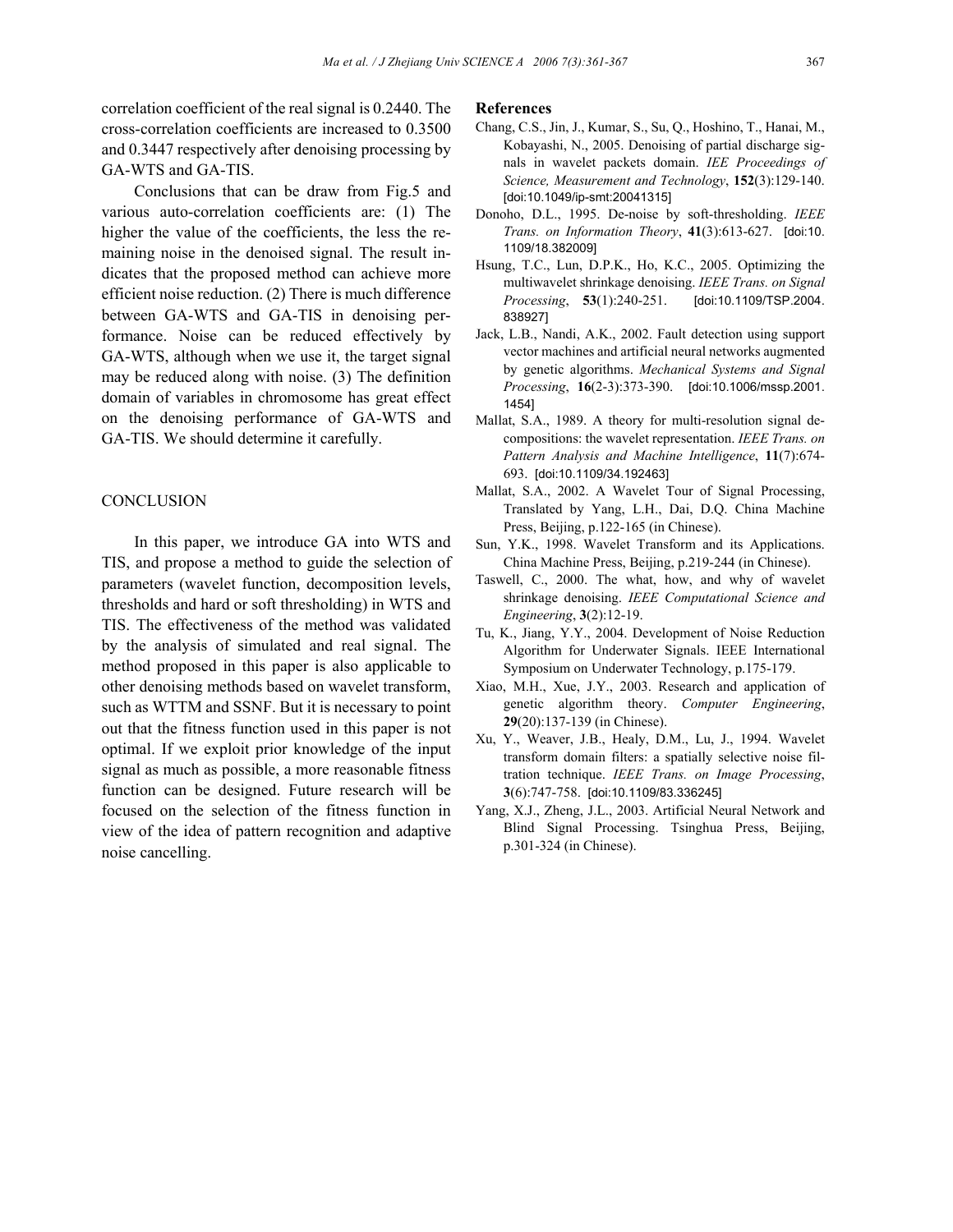correlation coefficient of the real signal is 0.2440. The cross-correlation coefficients are increased to 0.3500 and 0.3447 respectively after denoising processing by GA-WTS and GA-TIS.

Conclusions that can be draw from Fig.5 and various auto-correlation coefficients are: (1) The higher the value of the coefficients, the less the remaining noise in the denoised signal. The result indicates that the proposed method can achieve more efficient noise reduction. (2) There is much difference between GA-WTS and GA-TIS in denoising performance. Noise can be reduced effectively by GA-WTS, although when we use it, the target signal may be reduced along with noise. (3) The definition domain of variables in chromosome has great effect on the denoising performance of GA-WTS and GA-TIS. We should determine it carefully.

## CONCLUSION

In this paper, we introduce GA into WTS and TIS, and propose a method to guide the selection of parameters (wavelet function, decomposition levels, thresholds and hard or soft thresholding) in WTS and TIS. The effectiveness of the method was validated by the analysis of simulated and real signal. The method proposed in this paper is also applicable to other denoising methods based on wavelet transform, such as WTTM and SSNF. But it is necessary to point out that the fitness function used in this paper is not optimal. If we exploit prior knowledge of the input signal as much as possible, a more reasonable fitness function can be designed. Future research will be focused on the selection of the fitness function in view of the idea of pattern recognition and adaptive noise cancelling.

## References

Chang, C.S., Jin, J., Kumar, S., Su, Q., Hoshino, T., Hanai, M., Kobayashi, N., 2005. Denoising of partial discharge signals in wavelet packets domain. *IEE Proceedings of Science, Measurement and Technology*, **152**(3):129-140. [doi:10.1049/ip-smt:20041315]

Donoho, D.L., 1995. De-noise by soft-thresholding. *IEEE Trans. on Information Theory*, **41**(3):613-627. [doi:10.1109/18.382009]

Hsung, T.C., Lun, D.P.K., Ho, K.C., 2005. Optimizing the multiwavelet shrinkage denoising. *IEEE Trans. on Signal Processing*, **53**(1):240-251. [doi:10.1109/TSP.2004.838927]

Jack, L.B., Nandi, A.K., 2002. Fault detection using support vector machines and artificial neural networks augmented by genetic algorithms. *Mechanical Systems and Signal Processing*, **16**(2-3):373-390. [doi:10.1006/mssp.2001.1454]

Mallat, S.A., 1989. A theory for multi-resolution signal decompositions: the wavelet representation. *IEEE Trans. on Pattern Analysis and Machine Intelligence*, **11**(7):674-693. [doi:10.1109/34.192463]

Mallat, S.A., 2002. A Wavelet Tour of Signal Processing, Translated by Yang, L.H., Dai, D.Q. China Machine Press, Beijing, p.122-165 (in Chinese).

Sun, Y.K., 1998. Wavelet Transform and its Applications. China Machine Press, Beijing, p.219-244 (in Chinese).

Taswell, C., 2000. The what, how, and why of wavelet shrinkage denoising. *IEEE Computational Science and Engineering*, **3**(2):12-19.

Tu, K., Jiang, Y.Y., 2004. Development of Noise Reduction Algorithm for Underwater Signals. IEEE International Symposium on Underwater Technology, p.175-179.

Xiao, M.H., Xue, J.Y., 2003. Research and application of genetic algorithm theory. *Computer Engineering*, **29**(20):137-139 (in Chinese).

Xu, Y., Weaver, J.B., Healy, D.M., Lu, J., 1994. Wavelet transform domain filters: a spatially selective noise filtration technique. *IEEE Trans. on Image Processing*, **3**(6):747-758. [doi:10.1109/83.336245]

Yang, X.J., Zheng, J.L., 2003. Artificial Neural Network and Blind Signal Processing. Tsinghua Press, Beijing, p.301-324 (in Chinese).